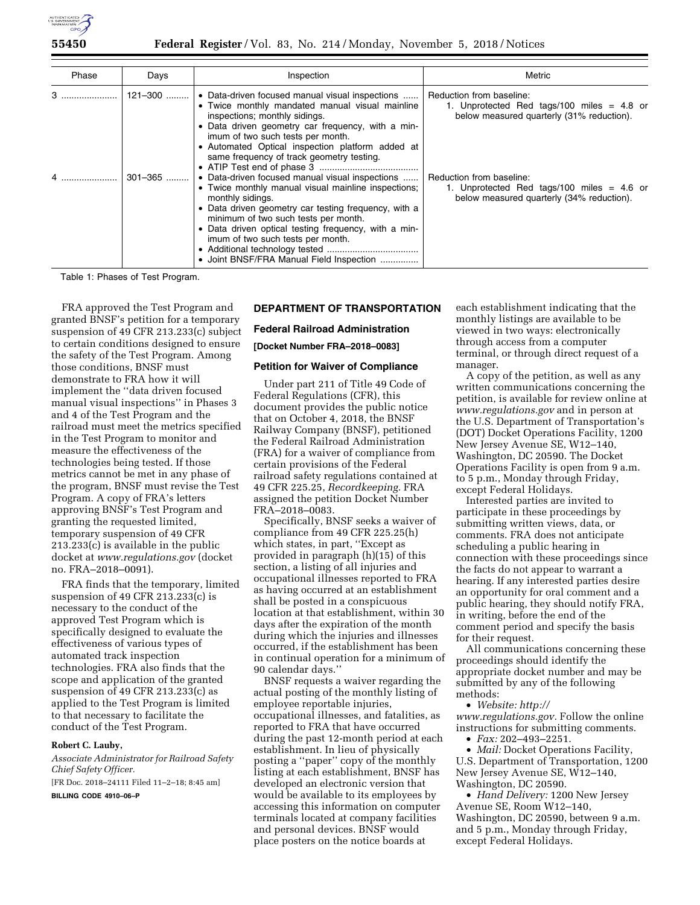| Phase | Days | Inspection | Metric |
|---|---|---|---|
| 3 | 121–300 | • Data-driven focused manual visual inspections<br>• Twice monthly mandated manual visual mainline inspections; monthly sidings.<br>• Data driven geometry car frequency, with a minimum of two such tests per month.<br>• Automated Optical inspection platform added at same frequency of track geometry testing.<br>• ATIP Test end of phase 3 | Reduction from baseline:<br>1. Unprotected Red tags/100 miles = 4.8 or below measured quarterly (31% reduction). |
| 4 | 301–365 | • Data-driven focused manual visual inspections<br>• Twice monthly manual visual mainline inspections; monthly sidings.<br>• Data driven geometry car testing frequency, with a minimum of two such tests per month.<br>• Data driven optical testing frequency, with a minimum of two such tests per month.<br>• Additional technology tested<br>• Joint BNSF/FRA Manual Field Inspection | Reduction from baseline:<br>1. Unprotected Red tags/100 miles = 4.6 or below measured quarterly (34% reduction). |

Table 1: Phases of Test Program.

FRA approved the Test Program and granted BNSF's petition for a temporary suspension of 49 CFR 213.233(c) subject to certain conditions designed to ensure the safety of the Test Program. Among those conditions, BNSF must demonstrate to FRA how it will implement the ''data driven focused manual visual inspections'' in Phases 3 and 4 of the Test Program and the railroad must meet the metrics specified in the Test Program to monitor and measure the effectiveness of the technologies being tested. If those metrics cannot be met in any phase of the program, BNSF must revise the Test Program. A copy of FRA's letters approving BNSF's Test Program and granting the requested limited, temporary suspension of 49 CFR 213.233(c) is available in the public docket at *www.regulations.gov* (docket no. FRA–2018–0091).

FRA finds that the temporary, limited suspension of 49 CFR 213.233(c) is necessary to the conduct of the approved Test Program which is specifically designed to evaluate the effectiveness of various types of automated track inspection technologies. FRA also finds that the scope and application of the granted suspension of 49 CFR 213.233(c) as applied to the Test Program is limited to that necessary to facilitate the conduct of the Test Program.

**Robert C. Lauby,**

*Associate Administrator for Railroad Safety Chief Safety Officer.*

[FR Doc. 2018–24111 Filed 11–2–18; 8:45 am]

**BILLING CODE 4910–06–P**

## DEPARTMENT OF TRANSPORTATION

### Federal Railroad Administration

**[Docket Number FRA–2018–0083]**

### Petition for Waiver of Compliance

Under part 211 of Title 49 Code of Federal Regulations (CFR), this document provides the public notice that on October 4, 2018, the BNSF Railway Company (BNSF), petitioned the Federal Railroad Administration (FRA) for a waiver of compliance from certain provisions of the Federal railroad safety regulations contained at 49 CFR 225.25, *Recordkeeping.* FRA assigned the petition Docket Number FRA–2018–0083.

Specifically, BNSF seeks a waiver of compliance from 49 CFR 225.25(h) which states, in part, ''Except as provided in paragraph (h)(15) of this section, a listing of all injuries and occupational illnesses reported to FRA as having occurred at an establishment shall be posted in a conspicuous location at that establishment, within 30 days after the expiration of the month during which the injuries and illnesses occurred, if the establishment has been in continual operation for a minimum of 90 calendar days.''

BNSF requests a waiver regarding the actual posting of the monthly listing of employee reportable injuries, occupational illnesses, and fatalities, as reported to FRA that have occurred during the past 12-month period at each establishment. In lieu of physically posting a ''paper'' copy of the monthly listing at each establishment, BNSF has developed an electronic version that would be available to its employees by accessing this information on computer terminals located at company facilities and personal devices. BNSF would place posters on the notice boards at each establishment indicating that the monthly listings are available to be viewed in two ways: electronically through access from a computer terminal, or through direct request of a manager.

A copy of the petition, as well as any written communications concerning the petition, is available for review online at *www.regulations.gov* and in person at the U.S. Department of Transportation's (DOT) Docket Operations Facility, 1200 New Jersey Avenue SE, W12–140, Washington, DC 20590. The Docket Operations Facility is open from 9 a.m. to 5 p.m., Monday through Friday, except Federal Holidays.

Interested parties are invited to participate in these proceedings by submitting written views, data, or comments. FRA does not anticipate scheduling a public hearing in connection with these proceedings since the facts do not appear to warrant a hearing. If any interested parties desire an opportunity for oral comment and a public hearing, they should notify FRA, in writing, before the end of the comment period and specify the basis for their request.

All communications concerning these proceedings should identify the appropriate docket number and may be submitted by any of the following methods:

- *Website: http://www.regulations.gov.* Follow the online instructions for submitting comments.
- *Fax:* 202–493–2251.
- *Mail:* Docket Operations Facility, U.S. Department of Transportation, 1200 New Jersey Avenue SE, W12–140, Washington, DC 20590.
- *Hand Delivery:* 1200 New Jersey Avenue SE, Room W12–140, Washington, DC 20590, between 9 a.m. and 5 p.m., Monday through Friday, except Federal Holidays.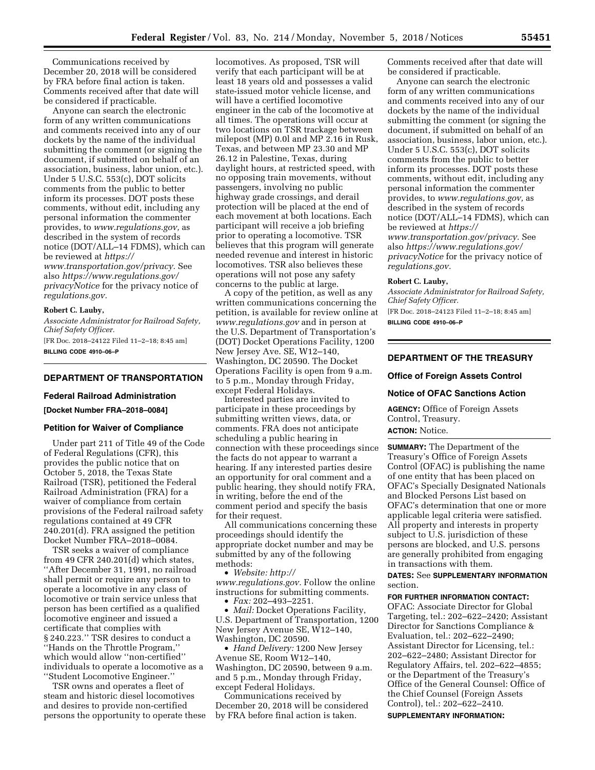Communications received by December 20, 2018 will be considered by FRA before final action is taken. Comments received after that date will be considered if practicable.

Anyone can search the electronic form of any written communications and comments received into any of our dockets by the name of the individual submitting the comment (or signing the document, if submitted on behalf of an association, business, labor union, etc.). Under 5 U.S.C. 553(c), DOT solicits comments from the public to better inform its processes. DOT posts these comments, without edit, including any personal information the commenter provides, to *www.regulations.gov,* as described in the system of records notice (DOT/ALL–14 FDMS), which can be reviewed at *https://www.transportation.gov/privacy.* See also *https://www.regulations.gov/privacyNotice* for the privacy notice of *regulations.gov.*

**Robert C. Lauby,**

*Associate Administrator for Railroad Safety, Chief Safety Officer.*

[FR Doc. 2018–24122 Filed 11–2–18; 8:45 am]

**BILLING CODE 4910–06–P**

## DEPARTMENT OF TRANSPORTATION

### Federal Railroad Administration

**[Docket Number FRA–2018–0084]**

### Petition for Waiver of Compliance

Under part 211 of Title 49 of the Code of Federal Regulations (CFR), this provides the public notice that on October 5, 2018, the Texas State Railroad (TSR), petitioned the Federal Railroad Administration (FRA) for a waiver of compliance from certain provisions of the Federal railroad safety regulations contained at 49 CFR 240.201(d). FRA assigned the petition Docket Number FRA–2018–0084.

TSR seeks a waiver of compliance from 49 CFR 240.201(d) which states, ''After December 31, 1991, no railroad shall permit or require any person to operate a locomotive in any class of locomotive or train service unless that person has been certified as a qualified locomotive engineer and issued a certificate that complies with § 240.223.'' TSR desires to conduct a ''Hands on the Throttle Program,'' which would allow ''non-certified'' individuals to operate a locomotive as a ''Student Locomotive Engineer.''

TSR owns and operates a fleet of steam and historic diesel locomotives and desires to provide non-certified persons the opportunity to operate these locomotives. As proposed, TSR will verify that each participant will be at least 18 years old and possesses a valid state-issued motor vehicle license, and will have a certified locomotive engineer in the cab of the locomotive at all times. The operations will occur at two locations on TSR trackage between milepost (MP) 0.0l and MP 2.16 in Rusk, Texas, and between MP 23.30 and MP 26.12 in Palestine, Texas, during daylight hours, at restricted speed, with no opposing train movements, without passengers, involving no public highway grade crossings, and derail protection will be placed at the end of each movement at both locations. Each participant will receive a job briefing prior to operating a locomotive. TSR believes that this program will generate needed revenue and interest in historic locomotives. TSR also believes these operations will not pose any safety concerns to the public at large.

A copy of the petition, as well as any written communications concerning the petition, is available for review online at *www.regulations.gov* and in person at the U.S. Department of Transportation's (DOT) Docket Operations Facility, 1200 New Jersey Ave. SE, W12–140, Washington, DC 20590. The Docket Operations Facility is open from 9 a.m. to 5 p.m., Monday through Friday, except Federal Holidays.

Interested parties are invited to participate in these proceedings by submitting written views, data, or comments. FRA does not anticipate scheduling a public hearing in connection with these proceedings since the facts do not appear to warrant a hearing. If any interested parties desire an opportunity for oral comment and a public hearing, they should notify FRA, in writing, before the end of the comment period and specify the basis for their request.

All communications concerning these proceedings should identify the appropriate docket number and may be submitted by any of the following methods:

- *Website: http://www.regulations.gov.* Follow the online instructions for submitting comments.
- *Fax:* 202–493–2251.
- *Mail:* Docket Operations Facility, U.S. Department of Transportation, 1200 New Jersey Avenue SE, W12–140, Washington, DC 20590.
- *Hand Delivery:* 1200 New Jersey Avenue SE, Room W12–140, Washington, DC 20590, between 9 a.m. and 5 p.m., Monday through Friday, except Federal Holidays.

Communications received by December 20, 2018 will be considered by FRA before final action is taken. Comments received after that date will be considered if practicable.

Anyone can search the electronic form of any written communications and comments received into any of our dockets by the name of the individual submitting the comment (or signing the document, if submitted on behalf of an association, business, labor union, etc.). Under 5 U.S.C. 553(c), DOT solicits comments from the public to better inform its processes. DOT posts these comments, without edit, including any personal information the commenter provides, to *www.regulations.gov,* as described in the system of records notice (DOT/ALL–14 FDMS), which can be reviewed at *https://www.transportation.gov/privacy.* See also *https://www.regulations.gov/privacyNotice* for the privacy notice of *regulations.gov.*

**Robert C. Lauby,**

*Associate Administrator for Railroad Safety, Chief Safety Officer.*

[FR Doc. 2018–24123 Filed 11–2–18; 8:45 am]

**BILLING CODE 4910–06–P**

## DEPARTMENT OF THE TREASURY

### Office of Foreign Assets Control

### Notice of OFAC Sanctions Action

**AGENCY:** Office of Foreign Assets Control, Treasury.

**ACTION:** Notice.

**SUMMARY:** The Department of the Treasury's Office of Foreign Assets Control (OFAC) is publishing the name of one entity that has been placed on OFAC's Specially Designated Nationals and Blocked Persons List based on OFAC's determination that one or more applicable legal criteria were satisfied. All property and interests in property subject to U.S. jurisdiction of these persons are blocked, and U.S. persons are generally prohibited from engaging in transactions with them.

**DATES:** See **SUPPLEMENTARY INFORMATION** section.

**FOR FURTHER INFORMATION CONTACT:** OFAC: Associate Director for Global Targeting, tel.: 202–622–2420; Assistant Director for Sanctions Compliance & Evaluation, tel.: 202–622–2490; Assistant Director for Licensing, tel.: 202–622–2480; Assistant Director for Regulatory Affairs, tel. 202–622–4855; or the Department of the Treasury's Office of the General Counsel: Office of the Chief Counsel (Foreign Assets Control), tel.: 202–622–2410.

**SUPPLEMENTARY INFORMATION:**